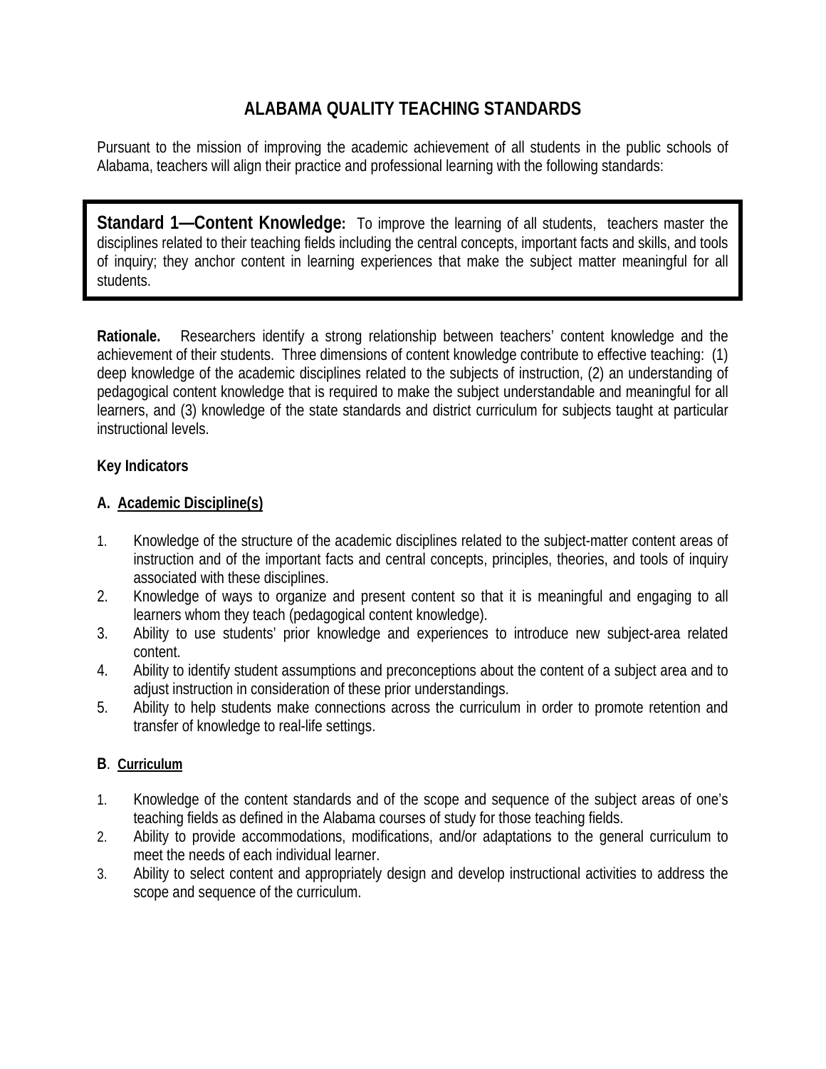# ALABAMA QUALITY TEACHING STANDARDS

Pursuant to the mission of improving the academic achievement of all students in the public schools of Alabama, teachers will align their practice and professional learning with the following standards:

**Standard 1—Content Knowledge:** To improve the learning of all students, teachers master the disciplines related to their teaching fields including the central concepts, important facts and skills, and tools of inquiry; they anchor content in learning experiences that make the subject matter meaningful for all students.

**Rationale.** Researchers identify a strong relationship between teachers' content knowledge and the achievement of their students. Three dimensions of content knowledge contribute to effective teaching: (1) deep knowledge of the academic disciplines related to the subjects of instruction, (2) an understanding of pedagogical content knowledge that is required to make the subject understandable and meaningful for all learners, and (3) knowledge of the state standards and district curriculum for subjects taught at particular instructional levels.

**Key Indicators**

**A. Academic Discipline(s)**

1. Knowledge of the structure of the academic disciplines related to the subject-matter content areas of instruction and of the important facts and central concepts, principles, theories, and tools of inquiry associated with these disciplines.
2. Knowledge of ways to organize and present content so that it is meaningful and engaging to all learners whom they teach (pedagogical content knowledge).
3. Ability to use students' prior knowledge and experiences to introduce new subject-area related content.
4. Ability to identify student assumptions and preconceptions about the content of a subject area and to adjust instruction in consideration of these prior understandings.
5. Ability to help students make connections across the curriculum in order to promote retention and transfer of knowledge to real-life settings.

**B. Curriculum**

1. Knowledge of the content standards and of the scope and sequence of the subject areas of one's teaching fields as defined in the Alabama courses of study for those teaching fields.
2. Ability to provide accommodations, modifications, and/or adaptations to the general curriculum to meet the needs of each individual learner.
3. Ability to select content and appropriately design and develop instructional activities to address the scope and sequence of the curriculum.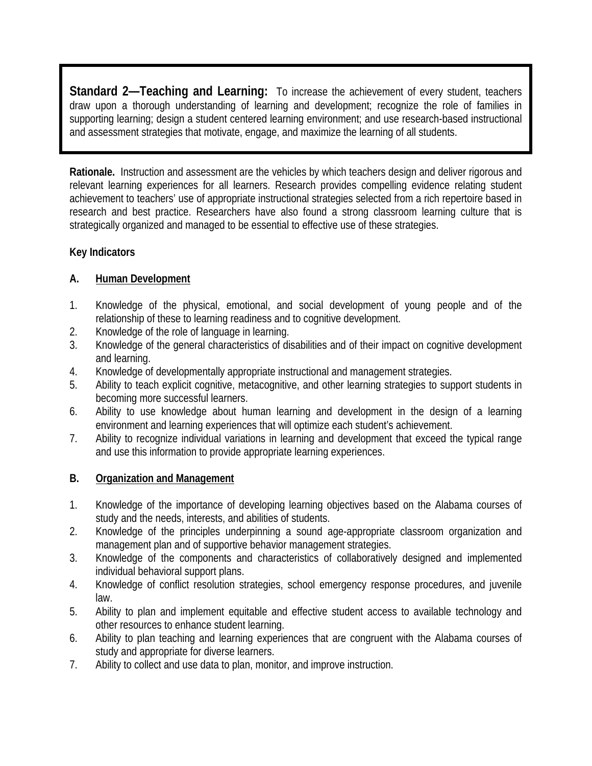**Standard 2—Teaching and Learning:** To increase the achievement of every student, teachers draw upon a thorough understanding of learning and development; recognize the role of families in supporting learning; design a student centered learning environment; and use research-based instructional and assessment strategies that motivate, engage, and maximize the learning of all students.

**Rationale.** Instruction and assessment are the vehicles by which teachers design and deliver rigorous and relevant learning experiences for all learners. Research provides compelling evidence relating student achievement to teachers' use of appropriate instructional strategies selected from a rich repertoire based in research and best practice. Researchers have also found a strong classroom learning culture that is strategically organized and managed to be essential to effective use of these strategies.

**Key Indicators**

**A. Human Development**

1. Knowledge of the physical, emotional, and social development of young people and of the relationship of these to learning readiness and to cognitive development.
2. Knowledge of the role of language in learning.
3. Knowledge of the general characteristics of disabilities and of their impact on cognitive development and learning.
4. Knowledge of developmentally appropriate instructional and management strategies.
5. Ability to teach explicit cognitive, metacognitive, and other learning strategies to support students in becoming more successful learners.
6. Ability to use knowledge about human learning and development in the design of a learning environment and learning experiences that will optimize each student's achievement.
7. Ability to recognize individual variations in learning and development that exceed the typical range and use this information to provide appropriate learning experiences.

**B. Organization and Management**

1. Knowledge of the importance of developing learning objectives based on the Alabama courses of study and the needs, interests, and abilities of students.
2. Knowledge of the principles underpinning a sound age-appropriate classroom organization and management plan and of supportive behavior management strategies.
3. Knowledge of the components and characteristics of collaboratively designed and implemented individual behavioral support plans.
4. Knowledge of conflict resolution strategies, school emergency response procedures, and juvenile law.
5. Ability to plan and implement equitable and effective student access to available technology and other resources to enhance student learning.
6. Ability to plan teaching and learning experiences that are congruent with the Alabama courses of study and appropriate for diverse learners.
7. Ability to collect and use data to plan, monitor, and improve instruction.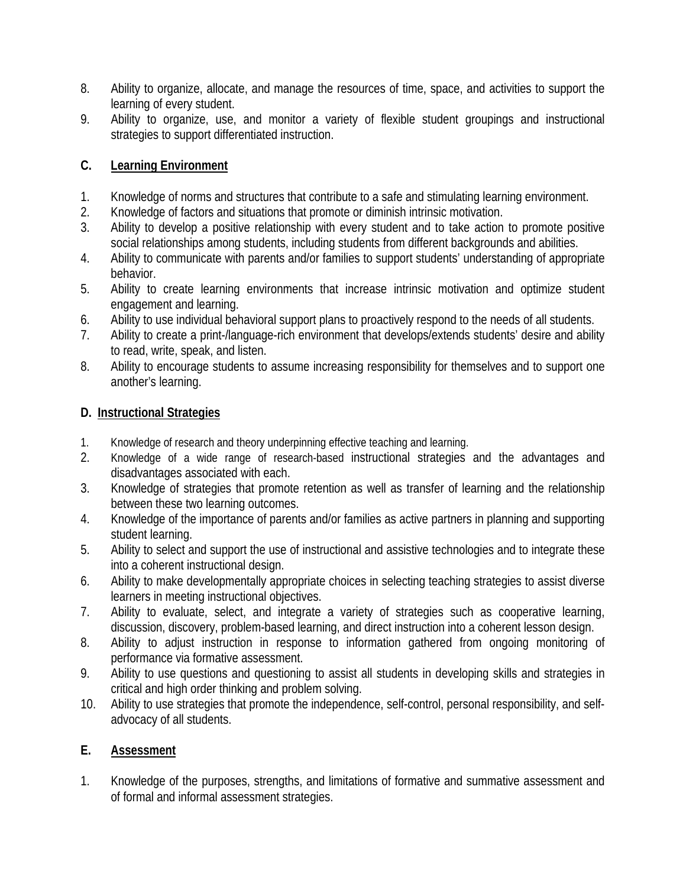8. Ability to organize, allocate, and manage the resources of time, space, and activities to support the learning of every student.
9. Ability to organize, use, and monitor a variety of flexible student groupings and instructional strategies to support differentiated instruction.

## C. Learning Environment

1. Knowledge of norms and structures that contribute to a safe and stimulating learning environment.
2. Knowledge of factors and situations that promote or diminish intrinsic motivation.
3. Ability to develop a positive relationship with every student and to take action to promote positive social relationships among students, including students from different backgrounds and abilities.
4. Ability to communicate with parents and/or families to support students' understanding of appropriate behavior.
5. Ability to create learning environments that increase intrinsic motivation and optimize student engagement and learning.
6. Ability to use individual behavioral support plans to proactively respond to the needs of all students.
7. Ability to create a print-/language-rich environment that develops/extends students' desire and ability to read, write, speak, and listen.
8. Ability to encourage students to assume increasing responsibility for themselves and to support one another's learning.

## D. Instructional Strategies

1. Knowledge of research and theory underpinning effective teaching and learning.
2. Knowledge of a wide range of research-based instructional strategies and the advantages and disadvantages associated with each.
3. Knowledge of strategies that promote retention as well as transfer of learning and the relationship between these two learning outcomes.
4. Knowledge of the importance of parents and/or families as active partners in planning and supporting student learning.
5. Ability to select and support the use of instructional and assistive technologies and to integrate these into a coherent instructional design.
6. Ability to make developmentally appropriate choices in selecting teaching strategies to assist diverse learners in meeting instructional objectives.
7. Ability to evaluate, select, and integrate a variety of strategies such as cooperative learning, discussion, discovery, problem-based learning, and direct instruction into a coherent lesson design.
8. Ability to adjust instruction in response to information gathered from ongoing monitoring of performance via formative assessment.
9. Ability to use questions and questioning to assist all students in developing skills and strategies in critical and high order thinking and problem solving.
10. Ability to use strategies that promote the independence, self-control, personal responsibility, and self-advocacy of all students.

## E. Assessment

1. Knowledge of the purposes, strengths, and limitations of formative and summative assessment and of formal and informal assessment strategies.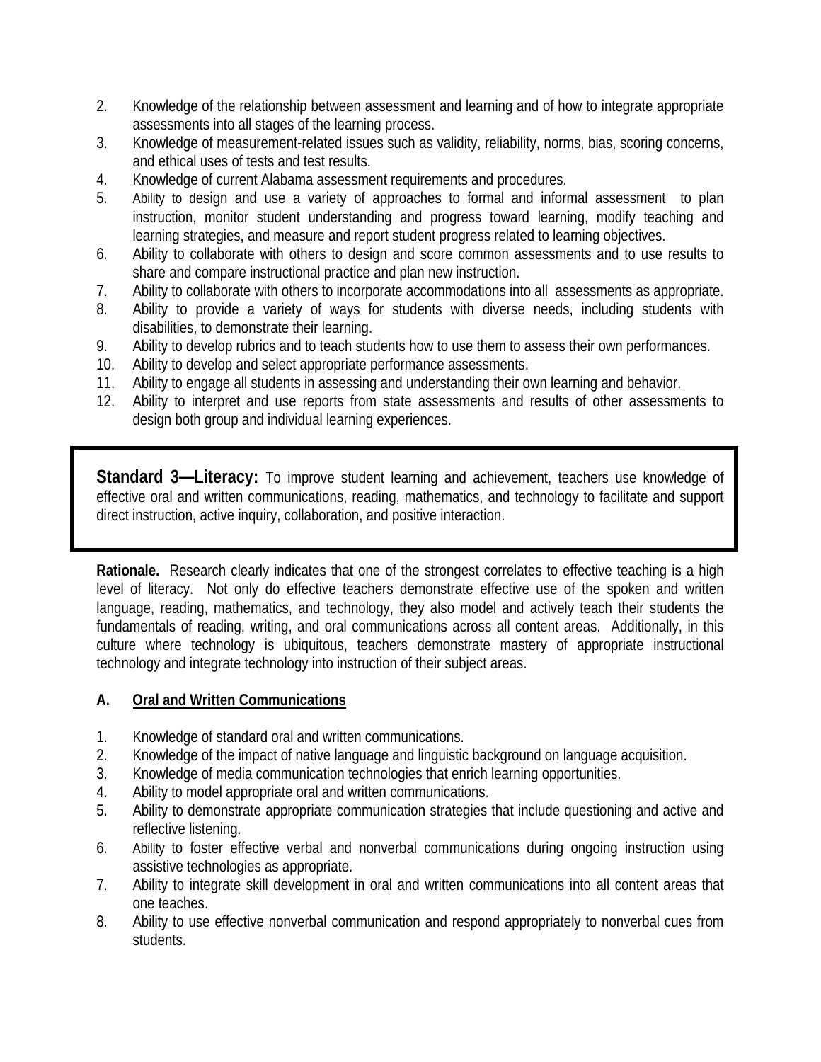2. Knowledge of the relationship between assessment and learning and of how to integrate appropriate assessments into all stages of the learning process.
3. Knowledge of measurement-related issues such as validity, reliability, norms, bias, scoring concerns, and ethical uses of tests and test results.
4. Knowledge of current Alabama assessment requirements and procedures.
5. Ability to design and use a variety of approaches to formal and informal assessment to plan instruction, monitor student understanding and progress toward learning, modify teaching and learning strategies, and measure and report student progress related to learning objectives.
6. Ability to collaborate with others to design and score common assessments and to use results to share and compare instructional practice and plan new instruction.
7. Ability to collaborate with others to incorporate accommodations into all assessments as appropriate.
8. Ability to provide a variety of ways for students with diverse needs, including students with disabilities, to demonstrate their learning.
9. Ability to develop rubrics and to teach students how to use them to assess their own performances.
10. Ability to develop and select appropriate performance assessments.
11. Ability to engage all students in assessing and understanding their own learning and behavior.
12. Ability to interpret and use reports from state assessments and results of other assessments to design both group and individual learning experiences.

**Standard 3—Literacy:** To improve student learning and achievement, teachers use knowledge of effective oral and written communications, reading, mathematics, and technology to facilitate and support direct instruction, active inquiry, collaboration, and positive interaction.

**Rationale.** Research clearly indicates that one of the strongest correlates to effective teaching is a high level of literacy. Not only do effective teachers demonstrate effective use of the spoken and written language, reading, mathematics, and technology, they also model and actively teach their students the fundamentals of reading, writing, and oral communications across all content areas. Additionally, in this culture where technology is ubiquitous, teachers demonstrate mastery of appropriate instructional technology and integrate technology into instruction of their subject areas.

**A. <u>Oral and Written Communications</u>**

1. Knowledge of standard oral and written communications.
2. Knowledge of the impact of native language and linguistic background on language acquisition.
3. Knowledge of media communication technologies that enrich learning opportunities.
4. Ability to model appropriate oral and written communications.
5. Ability to demonstrate appropriate communication strategies that include questioning and active and reflective listening.
6. Ability to foster effective verbal and nonverbal communications during ongoing instruction using assistive technologies as appropriate.
7. Ability to integrate skill development in oral and written communications into all content areas that one teaches.
8. Ability to use effective nonverbal communication and respond appropriately to nonverbal cues from students.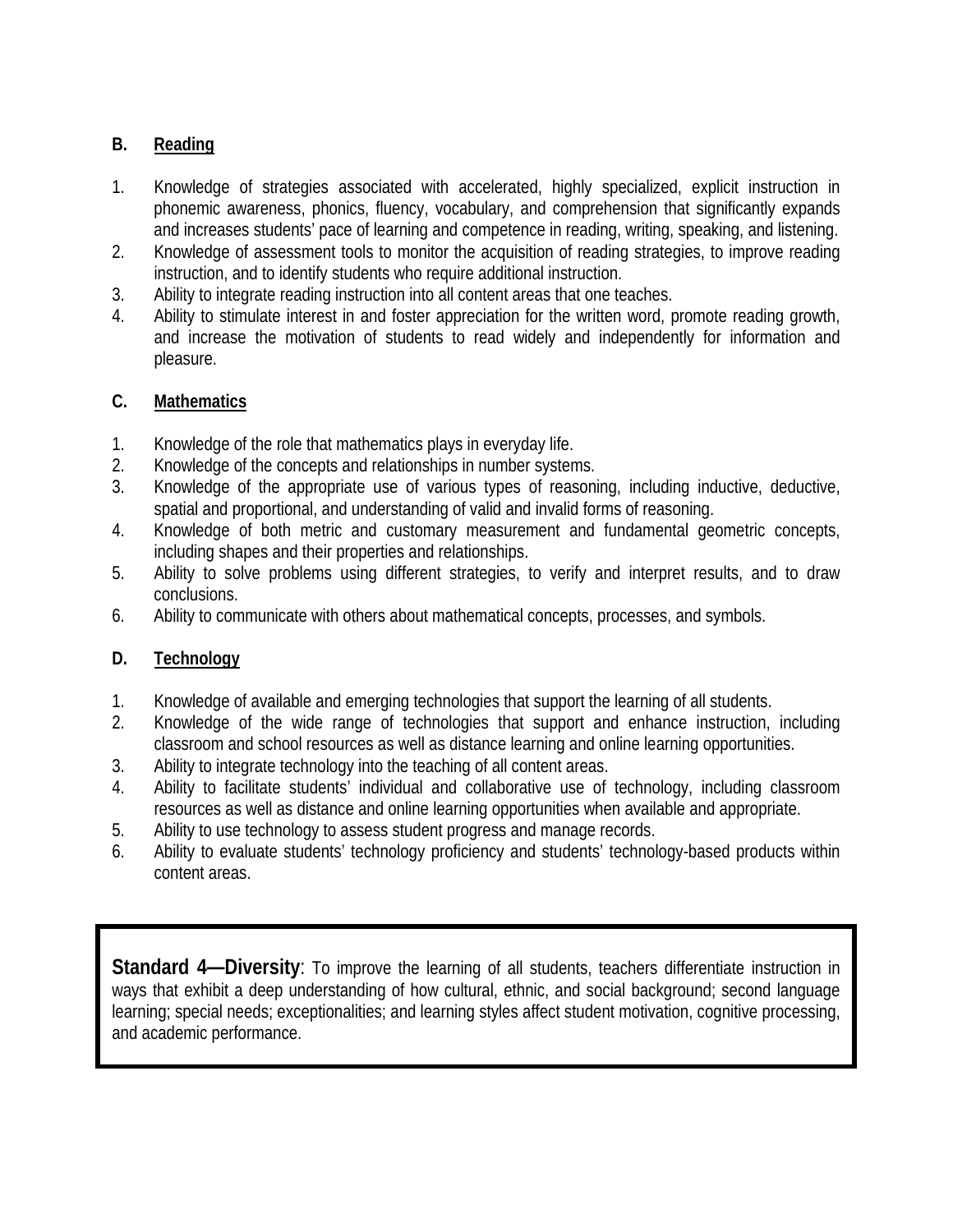### B. Reading

1. Knowledge of strategies associated with accelerated, highly specialized, explicit instruction in phonemic awareness, phonics, fluency, vocabulary, and comprehension that significantly expands and increases students' pace of learning and competence in reading, writing, speaking, and listening.
2. Knowledge of assessment tools to monitor the acquisition of reading strategies, to improve reading instruction, and to identify students who require additional instruction.
3. Ability to integrate reading instruction into all content areas that one teaches.
4. Ability to stimulate interest in and foster appreciation for the written word, promote reading growth, and increase the motivation of students to read widely and independently for information and pleasure.

### C. Mathematics

1. Knowledge of the role that mathematics plays in everyday life.
2. Knowledge of the concepts and relationships in number systems.
3. Knowledge of the appropriate use of various types of reasoning, including inductive, deductive, spatial and proportional, and understanding of valid and invalid forms of reasoning.
4. Knowledge of both metric and customary measurement and fundamental geometric concepts, including shapes and their properties and relationships.
5. Ability to solve problems using different strategies, to verify and interpret results, and to draw conclusions.
6. Ability to communicate with others about mathematical concepts, processes, and symbols.

### D. Technology

1. Knowledge of available and emerging technologies that support the learning of all students.
2. Knowledge of the wide range of technologies that support and enhance instruction, including classroom and school resources as well as distance learning and online learning opportunities.
3. Ability to integrate technology into the teaching of all content areas.
4. Ability to facilitate students' individual and collaborative use of technology, including classroom resources as well as distance and online learning opportunities when available and appropriate.
5. Ability to use technology to assess student progress and manage records.
6. Ability to evaluate students' technology proficiency and students' technology-based products within content areas.

**Standard 4—Diversity**: To improve the learning of all students, teachers differentiate instruction in ways that exhibit a deep understanding of how cultural, ethnic, and social background; second language learning; special needs; exceptionalities; and learning styles affect student motivation, cognitive processing, and academic performance.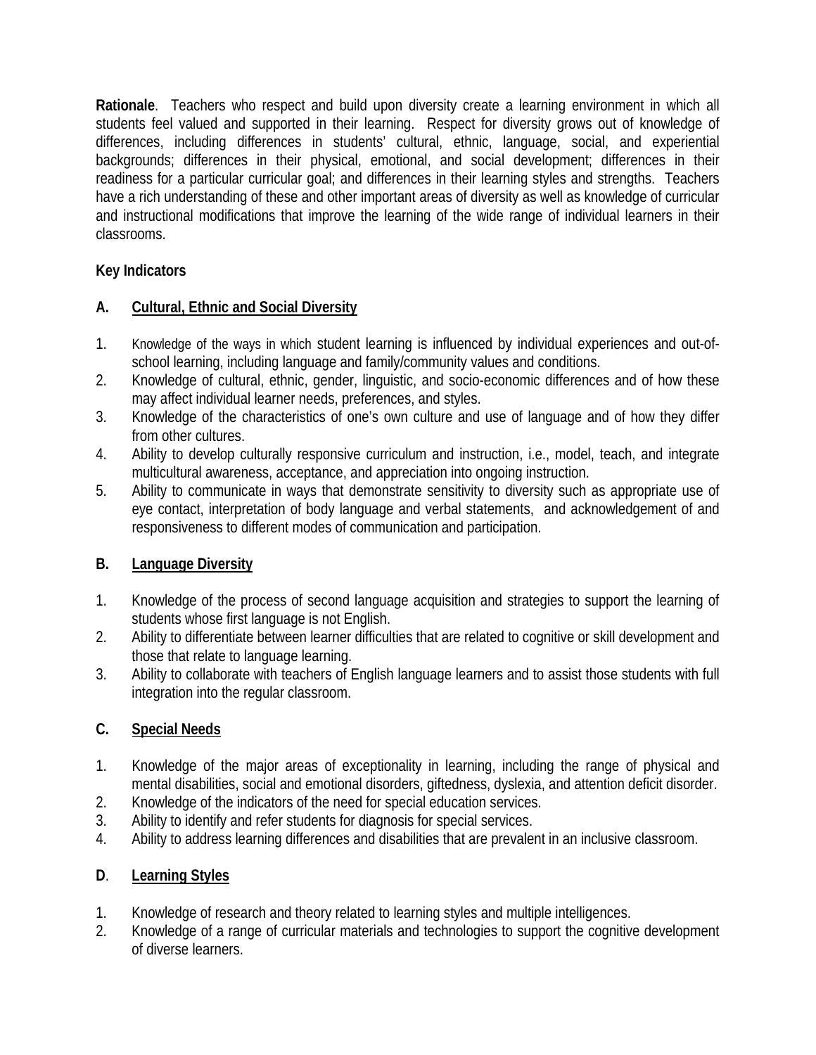**Rationale**. Teachers who respect and build upon diversity create a learning environment in which all students feel valued and supported in their learning. Respect for diversity grows out of knowledge of differences, including differences in students' cultural, ethnic, language, social, and experiential backgrounds; differences in their physical, emotional, and social development; differences in their readiness for a particular curricular goal; and differences in their learning styles and strengths. Teachers have a rich understanding of these and other important areas of diversity as well as knowledge of curricular and instructional modifications that improve the learning of the wide range of individual learners in their classrooms.

**Key Indicators**

**A. <u>Cultural, Ethnic and Social Diversity</u>**

1. Knowledge of the ways in which student learning is influenced by individual experiences and out-of-school learning, including language and family/community values and conditions.
2. Knowledge of cultural, ethnic, gender, linguistic, and socio-economic differences and of how these may affect individual learner needs, preferences, and styles.
3. Knowledge of the characteristics of one's own culture and use of language and of how they differ from other cultures.
4. Ability to develop culturally responsive curriculum and instruction, i.e., model, teach, and integrate multicultural awareness, acceptance, and appreciation into ongoing instruction.
5. Ability to communicate in ways that demonstrate sensitivity to diversity such as appropriate use of eye contact, interpretation of body language and verbal statements, and acknowledgement of and responsiveness to different modes of communication and participation.

**B. <u>Language Diversity</u>**

1. Knowledge of the process of second language acquisition and strategies to support the learning of students whose first language is not English.
2. Ability to differentiate between learner difficulties that are related to cognitive or skill development and those that relate to language learning.
3. Ability to collaborate with teachers of English language learners and to assist those students with full integration into the regular classroom.

**C. <u>Special Needs</u>**

1. Knowledge of the major areas of exceptionality in learning, including the range of physical and mental disabilities, social and emotional disorders, giftedness, dyslexia, and attention deficit disorder.
2. Knowledge of the indicators of the need for special education services.
3. Ability to identify and refer students for diagnosis for special services.
4. Ability to address learning differences and disabilities that are prevalent in an inclusive classroom.

**D. <u>Learning Styles</u>**

1. Knowledge of research and theory related to learning styles and multiple intelligences.
2. Knowledge of a range of curricular materials and technologies to support the cognitive development of diverse learners.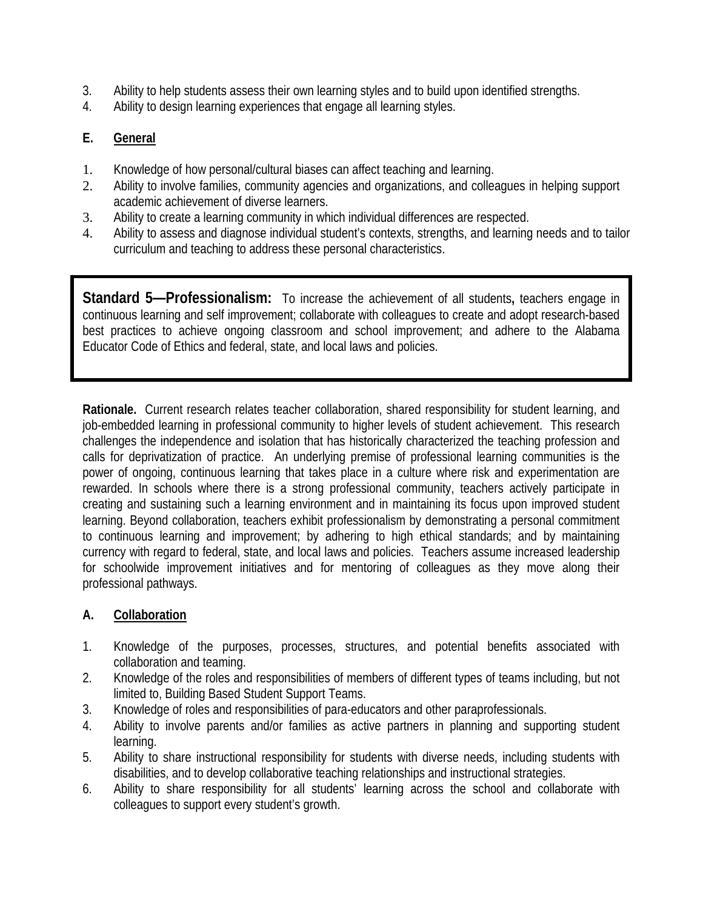3. Ability to help students assess their own learning styles and to build upon identified strengths.
4. Ability to design learning experiences that engage all learning styles.

**E. <u>General</u>**

1. Knowledge of how personal/cultural biases can affect teaching and learning.
2. Ability to involve families, community agencies and organizations, and colleagues in helping support academic achievement of diverse learners.
3. Ability to create a learning community in which individual differences are respected.
4. Ability to assess and diagnose individual student's contexts, strengths, and learning needs and to tailor curriculum and teaching to address these personal characteristics.

**Standard 5—Professionalism:** To increase the achievement of all students**,** teachers engage in continuous learning and self improvement; collaborate with colleagues to create and adopt research-based best practices to achieve ongoing classroom and school improvement; and adhere to the Alabama Educator Code of Ethics and federal, state, and local laws and policies.

**Rationale.** Current research relates teacher collaboration, shared responsibility for student learning, and job-embedded learning in professional community to higher levels of student achievement. This research challenges the independence and isolation that has historically characterized the teaching profession and calls for deprivatization of practice. An underlying premise of professional learning communities is the power of ongoing, continuous learning that takes place in a culture where risk and experimentation are rewarded. In schools where there is a strong professional community, teachers actively participate in creating and sustaining such a learning environment and in maintaining its focus upon improved student learning. Beyond collaboration, teachers exhibit professionalism by demonstrating a personal commitment to continuous learning and improvement; by adhering to high ethical standards; and by maintaining currency with regard to federal, state, and local laws and policies. Teachers assume increased leadership for schoolwide improvement initiatives and for mentoring of colleagues as they move along their professional pathways.

**A. <u>Collaboration</u>**

1. Knowledge of the purposes, processes, structures, and potential benefits associated with collaboration and teaming.
2. Knowledge of the roles and responsibilities of members of different types of teams including, but not limited to, Building Based Student Support Teams.
3. Knowledge of roles and responsibilities of para-educators and other paraprofessionals.
4. Ability to involve parents and/or families as active partners in planning and supporting student learning.
5. Ability to share instructional responsibility for students with diverse needs, including students with disabilities, and to develop collaborative teaching relationships and instructional strategies.
6. Ability to share responsibility for all students' learning across the school and collaborate with colleagues to support every student's growth.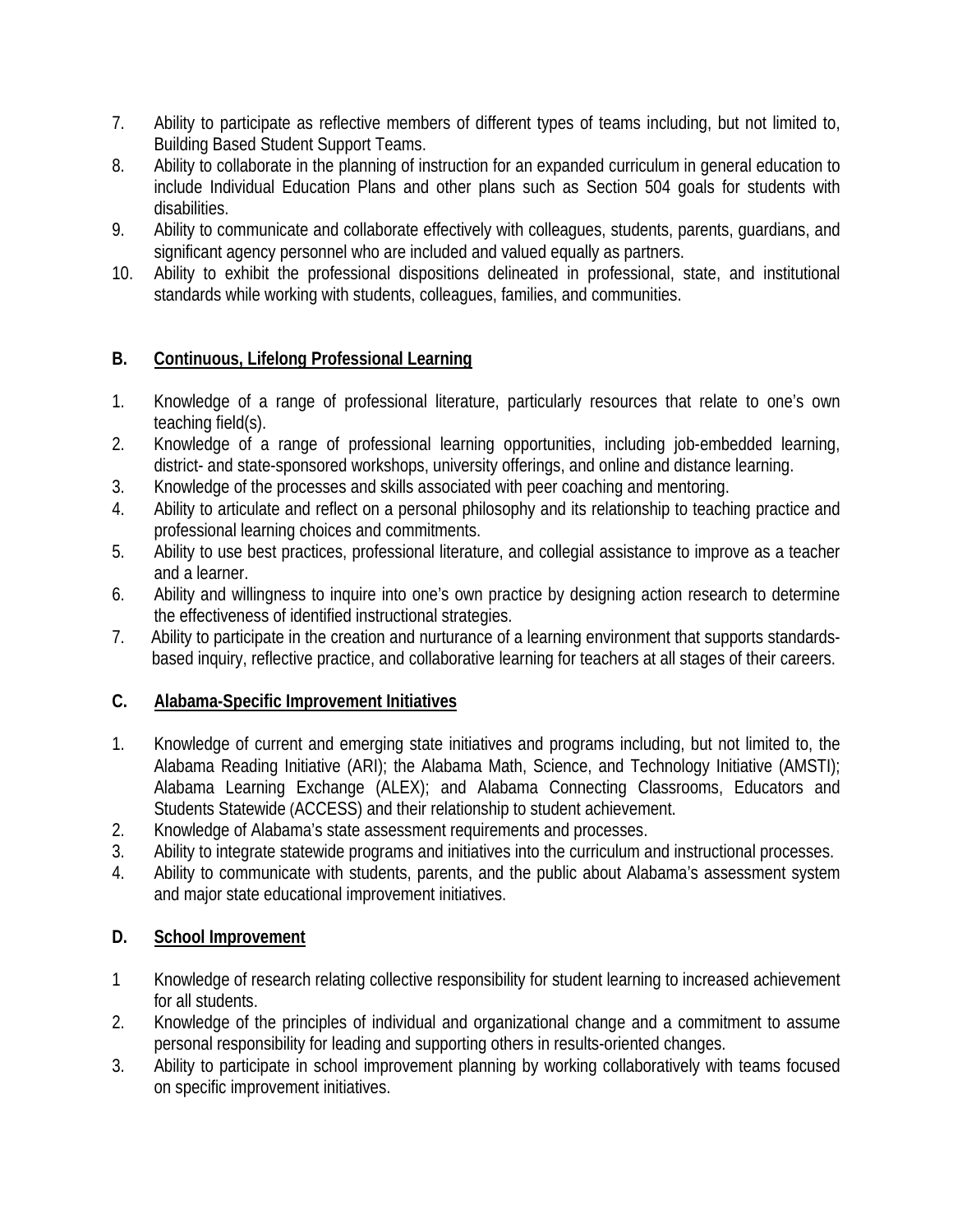7. Ability to participate as reflective members of different types of teams including, but not limited to, Building Based Student Support Teams.
8. Ability to collaborate in the planning of instruction for an expanded curriculum in general education to include Individual Education Plans and other plans such as Section 504 goals for students with disabilities.
9. Ability to communicate and collaborate effectively with colleagues, students, parents, guardians, and significant agency personnel who are included and valued equally as partners.
10. Ability to exhibit the professional dispositions delineated in professional, state, and institutional standards while working with students, colleagues, families, and communities.

**B. <u>Continuous, Lifelong Professional Learning</u>**

1. Knowledge of a range of professional literature, particularly resources that relate to one's own teaching field(s).
2. Knowledge of a range of professional learning opportunities, including job-embedded learning, district- and state-sponsored workshops, university offerings, and online and distance learning.
3. Knowledge of the processes and skills associated with peer coaching and mentoring.
4. Ability to articulate and reflect on a personal philosophy and its relationship to teaching practice and professional learning choices and commitments.
5. Ability to use best practices, professional literature, and collegial assistance to improve as a teacher and a learner.
6. Ability and willingness to inquire into one's own practice by designing action research to determine the effectiveness of identified instructional strategies.
7. Ability to participate in the creation and nurturance of a learning environment that supports standards-based inquiry, reflective practice, and collaborative learning for teachers at all stages of their careers.

**C. <u>Alabama-Specific Improvement Initiatives</u>**

1. Knowledge of current and emerging state initiatives and programs including, but not limited to, the Alabama Reading Initiative (ARI); the Alabama Math, Science, and Technology Initiative (AMSTI); Alabama Learning Exchange (ALEX); and Alabama Connecting Classrooms, Educators and Students Statewide (ACCESS) and their relationship to student achievement.
2. Knowledge of Alabama's state assessment requirements and processes.
3. Ability to integrate statewide programs and initiatives into the curriculum and instructional processes.
4. Ability to communicate with students, parents, and the public about Alabama's assessment system and major state educational improvement initiatives.

**D. <u>School Improvement</u>**

1. Knowledge of research relating collective responsibility for student learning to increased achievement for all students.
2. Knowledge of the principles of individual and organizational change and a commitment to assume personal responsibility for leading and supporting others in results-oriented changes.
3. Ability to participate in school improvement planning by working collaboratively with teams focused on specific improvement initiatives.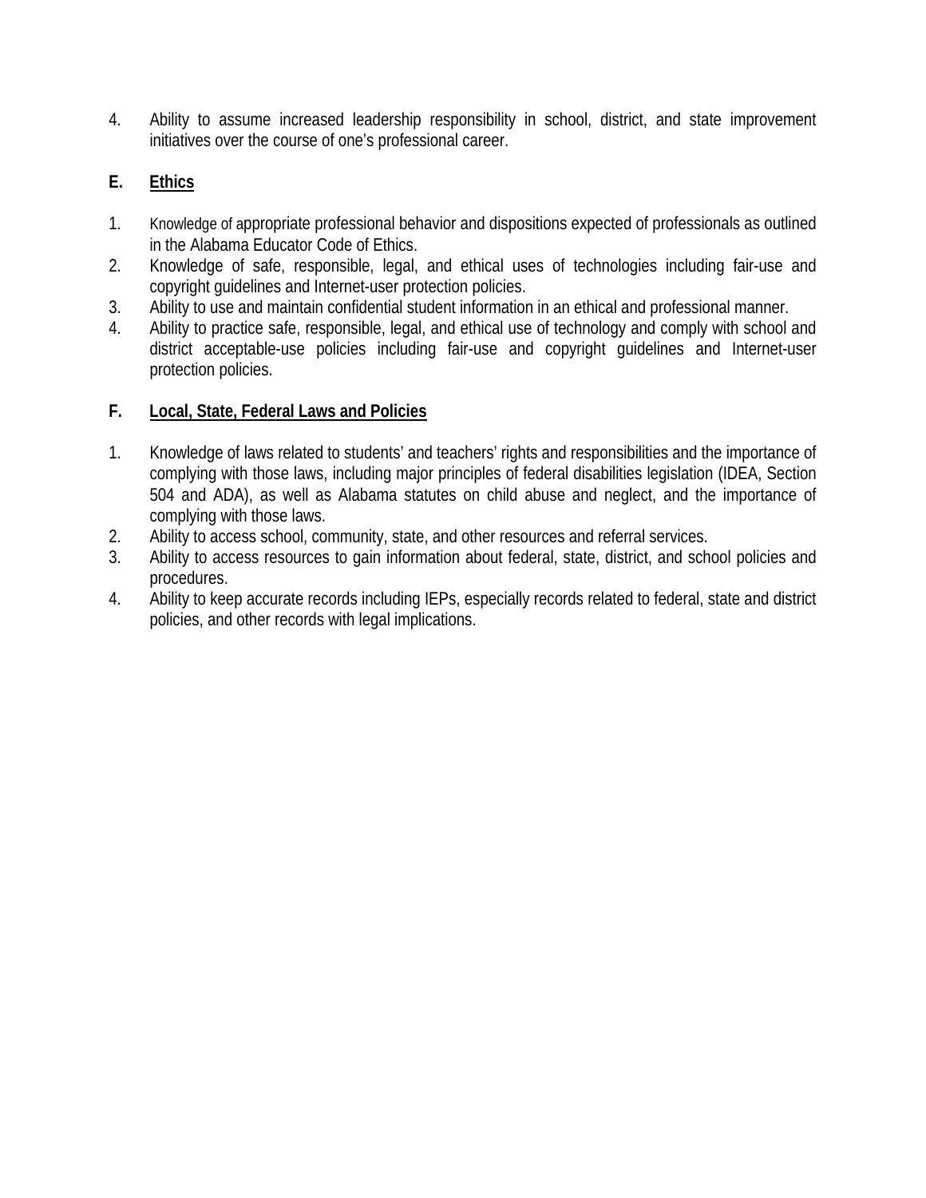4. Ability to assume increased leadership responsibility in school, district, and state improvement initiatives over the course of one's professional career.

### E. Ethics

1. Knowledge of appropriate professional behavior and dispositions expected of professionals as outlined in the Alabama Educator Code of Ethics.
2. Knowledge of safe, responsible, legal, and ethical uses of technologies including fair-use and copyright guidelines and Internet-user protection policies.
3. Ability to use and maintain confidential student information in an ethical and professional manner.
4. Ability to practice safe, responsible, legal, and ethical use of technology and comply with school and district acceptable-use policies including fair-use and copyright guidelines and Internet-user protection policies.

### F. Local, State, Federal Laws and Policies

1. Knowledge of laws related to students' and teachers' rights and responsibilities and the importance of complying with those laws, including major principles of federal disabilities legislation (IDEA, Section 504 and ADA), as well as Alabama statutes on child abuse and neglect, and the importance of complying with those laws.
2. Ability to access school, community, state, and other resources and referral services.
3. Ability to access resources to gain information about federal, state, district, and school policies and procedures.
4. Ability to keep accurate records including IEPs, especially records related to federal, state and district policies, and other records with legal implications.